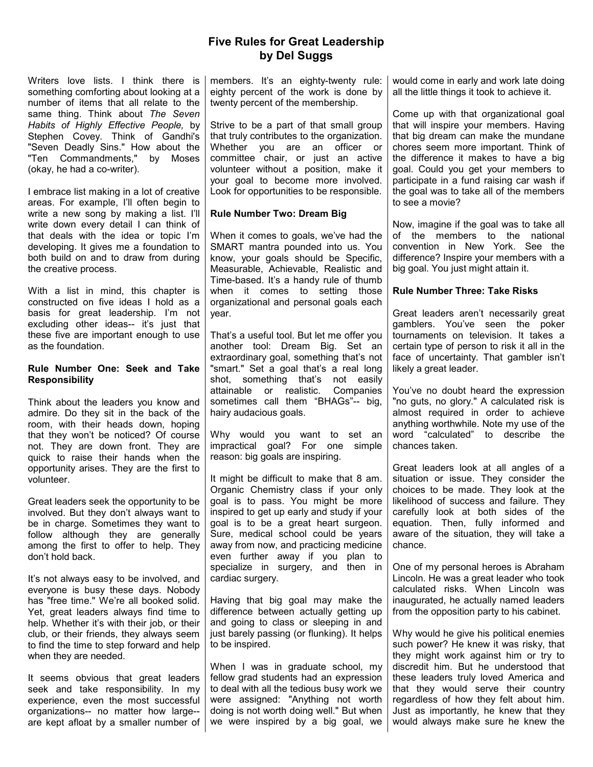# Five Rules for Great Leadership
## by Del Suggs

Writers love lists. I think there is something comforting about looking at a number of items that all relate to the same thing. Think about *The Seven Habits of Highly Effective People,* by Stephen Covey. Think of Gandhi's "Seven Deadly Sins." How about the "Ten Commandments," by Moses (okay, he had a co-writer).

I embrace list making in a lot of creative areas. For example, I'll often begin to write a new song by making a list. I'll write down every detail I can think of that deals with the idea or topic I'm developing. It gives me a foundation to both build on and to draw from during the creative process.

With a list in mind, this chapter is constructed on five ideas I hold as a basis for great leadership. I'm not excluding other ideas-- it's just that these five are important enough to use as the foundation.

### Rule Number One: Seek and Take Responsibility

Think about the leaders you know and admire. Do they sit in the back of the room, with their heads down, hoping that they won't be noticed? Of course not. They are down front. They are quick to raise their hands when the opportunity arises. They are the first to volunteer.

Great leaders seek the opportunity to be involved. But they don't always want to be in charge. Sometimes they want to follow although they are generally among the first to offer to help. They don't hold back.

It's not always easy to be involved, and everyone is busy these days. Nobody has "free time." We're all booked solid. Yet, great leaders always find time to help. Whether it's with their job, or their club, or their friends, they always seem to find the time to step forward and help when they are needed.

It seems obvious that great leaders seek and take responsibility. In my experience, even the most successful organizations-- no matter how large-- are kept afloat by a smaller number of members. It's an eighty-twenty rule: eighty percent of the work is done by twenty percent of the membership.

Strive to be a part of that small group that truly contributes to the organization. Whether you are an officer or committee chair, or just an active volunteer without a position, make it your goal to become more involved. Look for opportunities to be responsible.

### Rule Number Two: Dream Big

When it comes to goals, we've had the SMART mantra pounded into us. You know, your goals should be Specific, Measurable, Achievable, Realistic and Time-based. It's a handy rule of thumb when it comes to setting those organizational and personal goals each year.

That's a useful tool. But let me offer you another tool: Dream Big. Set an extraordinary goal, something that's not "smart." Set a goal that's a real long shot, something that's not easily attainable or realistic. Companies sometimes call them "BHAGs"-- big, hairy audacious goals.

Why would you want to set an impractical goal? For one simple reason: big goals are inspiring.

It might be difficult to make that 8 am. Organic Chemistry class if your only goal is to pass. You might be more inspired to get up early and study if your goal is to be a great heart surgeon. Sure, medical school could be years away from now, and practicing medicine even further away if you plan to specialize in surgery, and then in cardiac surgery.

Having that big goal may make the difference between actually getting up and going to class or sleeping in and just barely passing (or flunking). It helps to be inspired.

When I was in graduate school, my fellow grad students had an expression to deal with all the tedious busy work we were assigned: "Anything not worth doing is not worth doing well." But when we were inspired by a big goal, we would come in early and work late doing all the little things it took to achieve it.

Come up with that organizational goal that will inspire your members. Having that big dream can make the mundane chores seem more important. Think of the difference it makes to have a big goal. Could you get your members to participate in a fund raising car wash if the goal was to take all of the members to see a movie?

Now, imagine if the goal was to take all of the members to the national convention in New York. See the difference? Inspire your members with a big goal. You just might attain it.

### Rule Number Three: Take Risks

Great leaders aren't necessarily great gamblers. You've seen the poker tournaments on television. It takes a certain type of person to risk it all in the face of uncertainty. That gambler isn't likely a great leader.

You've no doubt heard the expression "no guts, no glory." A calculated risk is almost required in order to achieve anything worthwhile. Note my use of the word "calculated" to describe the chances taken.

Great leaders look at all angles of a situation or issue. They consider the choices to be made. They look at the likelihood of success and failure. They carefully look at both sides of the equation. Then, fully informed and aware of the situation, they will take a chance.

One of my personal heroes is Abraham Lincoln. He was a great leader who took calculated risks. When Lincoln was inaugurated, he actually named leaders from the opposition party to his cabinet.

Why would he give his political enemies such power? He knew it was risky, that they might work against him or try to discredit him. But he understood that these leaders truly loved America and that they would serve their country regardless of how they felt about him. Just as importantly, he knew that they would always make sure he knew the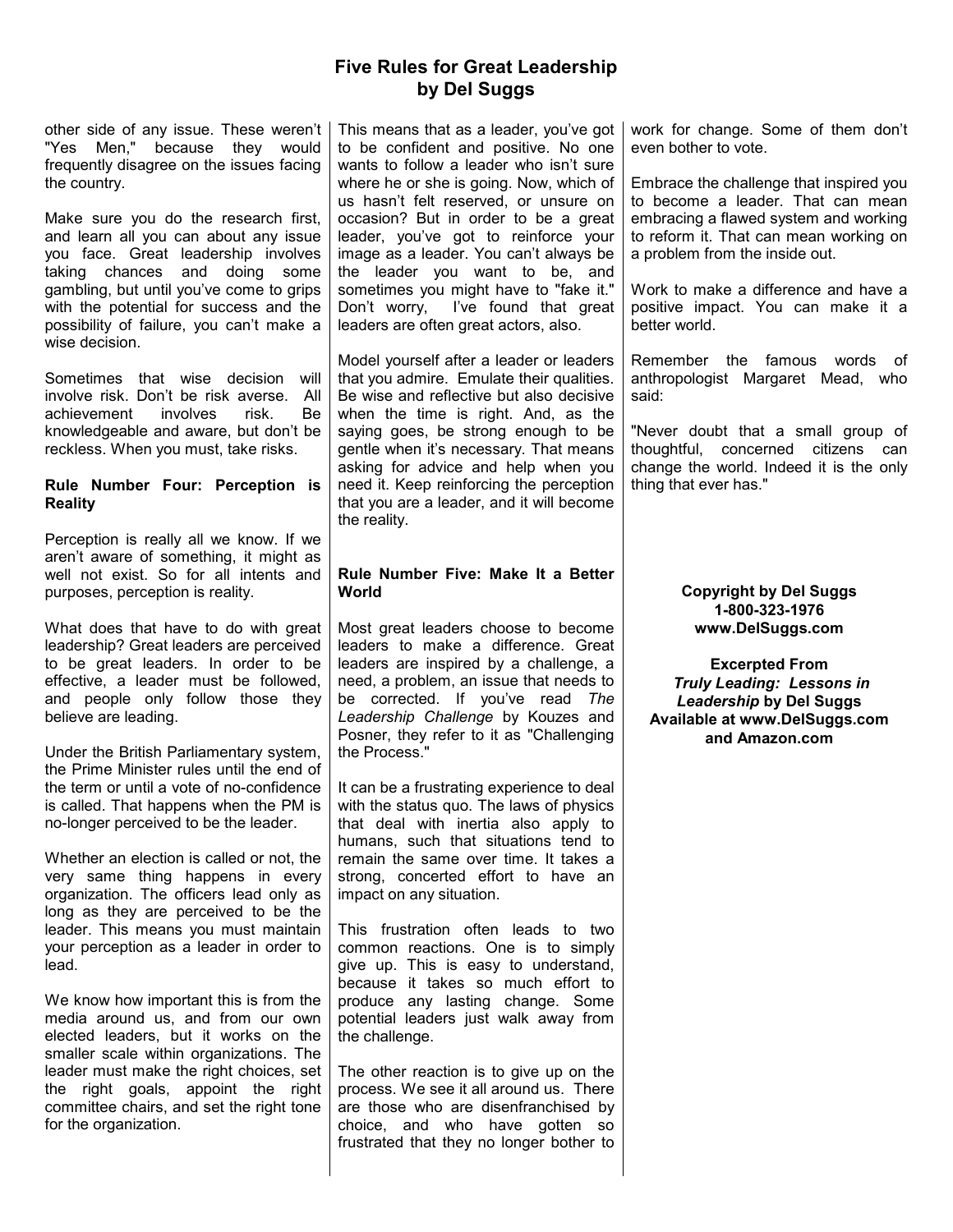other side of any issue. These weren't "Yes Men," because they would frequently disagree on the issues facing the country.

Make sure you do the research first, and learn all you can about any issue you face. Great leadership involves taking chances and doing some gambling, but until you've come to grips with the potential for success and the possibility of failure, you can't make a wise decision.

Sometimes that wise decision will involve risk. Don't be risk averse. All achievement involves risk. Be knowledgeable and aware, but don't be reckless. When you must, take risks.

### Rule Number Four: Perception is Reality

Perception is really all we know. If we aren't aware of something, it might as well not exist. So for all intents and purposes, perception is reality.

What does that have to do with great leadership? Great leaders are perceived to be great leaders. In order to be effective, a leader must be followed, and people only follow those they believe are leading.

Under the British Parliamentary system, the Prime Minister rules until the end of the term or until a vote of no-confidence is called. That happens when the PM is no-longer perceived to be the leader.

Whether an election is called or not, the very same thing happens in every organization. The officers lead only as long as they are perceived to be the leader. This means you must maintain your perception as a leader in order to lead.

We know how important this is from the media around us, and from our own elected leaders, but it works on the smaller scale within organizations. The leader must make the right choices, set the right goals, appoint the right committee chairs, and set the right tone for the organization.

This means that as a leader, you've got to be confident and positive. No one wants to follow a leader who isn't sure where he or she is going. Now, which of us hasn't felt reserved, or unsure on occasion? But in order to be a great leader, you've got to reinforce your image as a leader. You can't always be the leader you want to be, and sometimes you might have to "fake it." Don't worry, I've found that great leaders are often great actors, also.

Model yourself after a leader or leaders that you admire. Emulate their qualities. Be wise and reflective but also decisive when the time is right. And, as the saying goes, be strong enough to be gentle when it's necessary. That means asking for advice and help when you need it. Keep reinforcing the perception that you are a leader, and it will become the reality.

### Rule Number Five: Make It a Better World

Most great leaders choose to become leaders to make a difference. Great leaders are inspired by a challenge, a need, a problem, an issue that needs to be corrected. If you've read *The Leadership Challenge* by Kouzes and Posner, they refer to it as "Challenging the Process."

It can be a frustrating experience to deal with the status quo. The laws of physics that deal with inertia also apply to humans, such that situations tend to remain the same over time. It takes a strong, concerted effort to have an impact on any situation.

This frustration often leads to two common reactions. One is to simply give up. This is easy to understand, because it takes so much effort to produce any lasting change. Some potential leaders just walk away from the challenge.

The other reaction is to give up on the process. We see it all around us. There are those who are disenfranchised by choice, and who have gotten so frustrated that they no longer bother to work for change. Some of them don't even bother to vote.

Embrace the challenge that inspired you to become a leader. That can mean embracing a flawed system and working to reform it. That can mean working on a problem from the inside out.

Work to make a difference and have a positive impact. You can make it a better world.

Remember the famous words of anthropologist Margaret Mead, who said:

"Never doubt that a small group of thoughtful, concerned citizens can change the world. Indeed it is the only thing that ever has."

**Copyright by Del Suggs**
**1-800-323-1976**
**www.DelSuggs.com**

**Excerpted From**
***Truly Leading: Lessons in Leadership*** **by Del Suggs**
**Available at www.DelSuggs.com and Amazon.com**